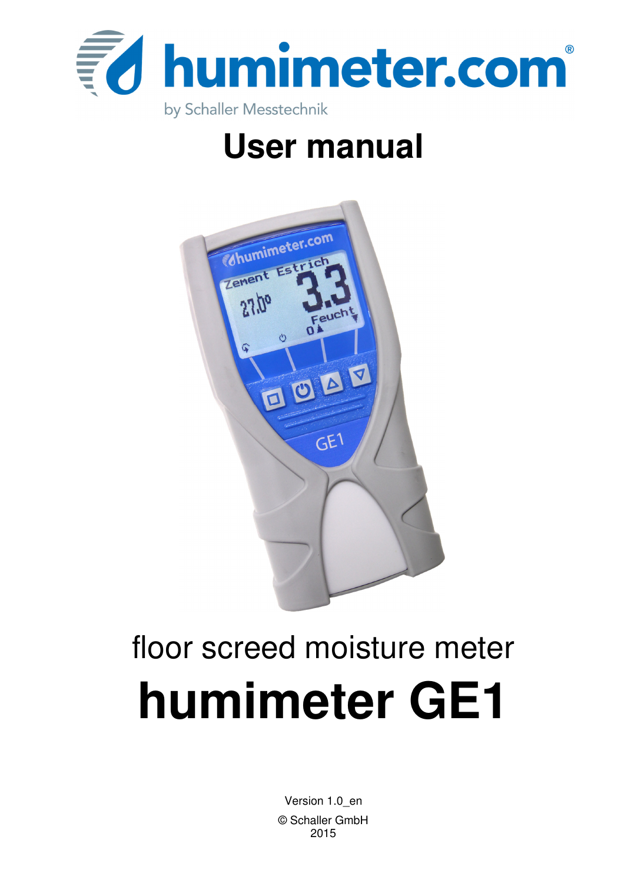humimeter.com®

by Schaller Messtechnik

# User manual

floor screed moisture meter

# humimeter GE1

Version 1.0_en

© Schaller GmbH
2015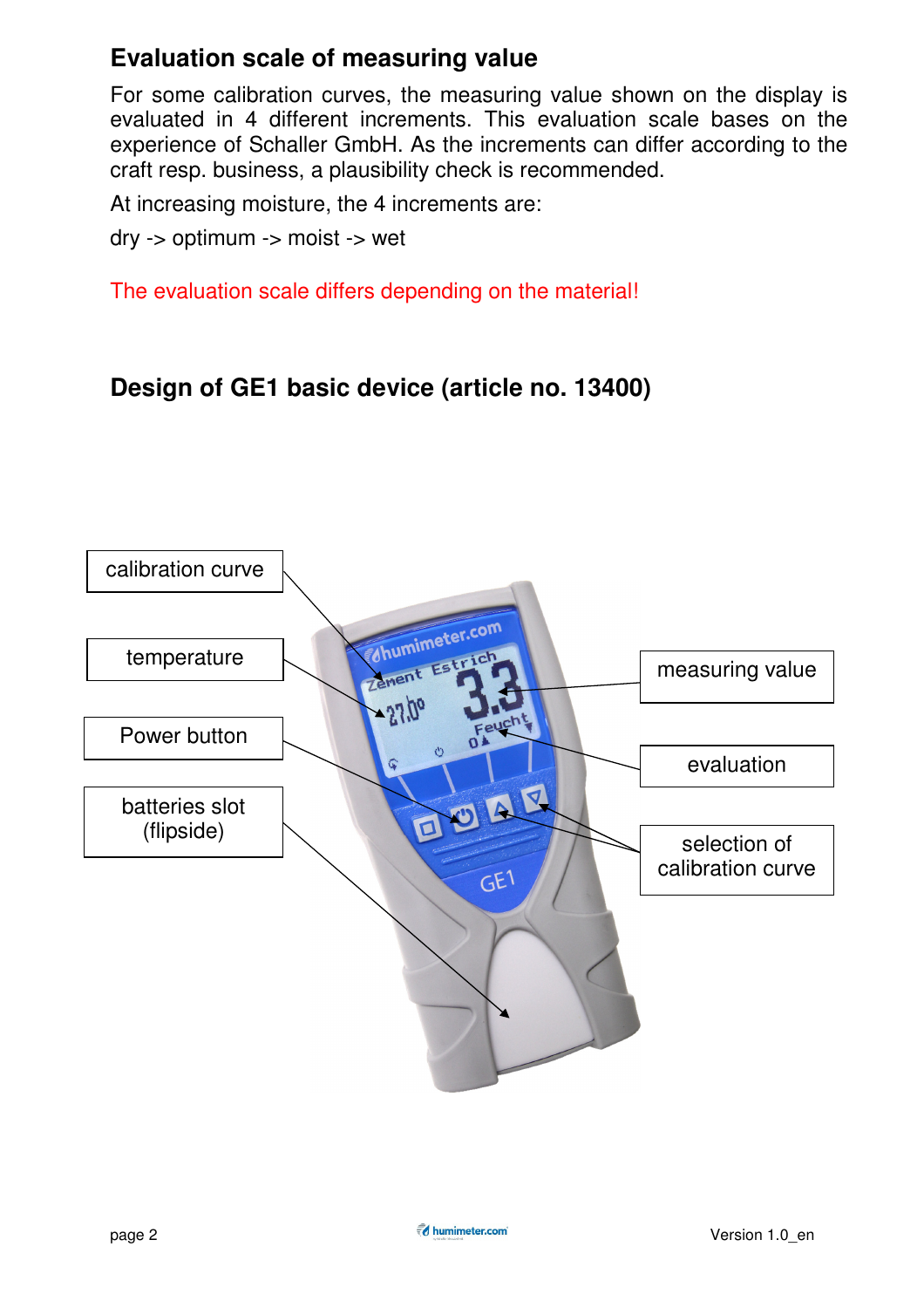## Evaluation scale of measuring value

For some calibration curves, the measuring value shown on the display is evaluated in 4 different increments. This evaluation scale bases on the experience of Schaller GmbH. As the increments can differ according to the craft resp. business, a plausibility check is recommended.

At increasing moisture, the 4 increments are:

dry -> optimum -> moist -> wet

The evaluation scale differs depending on the material!

## Design of GE1 basic device (article no. 13400)

calibration curve

temperature

Power button

batteries slot (flipside)

measuring value

evaluation

selection of calibration curve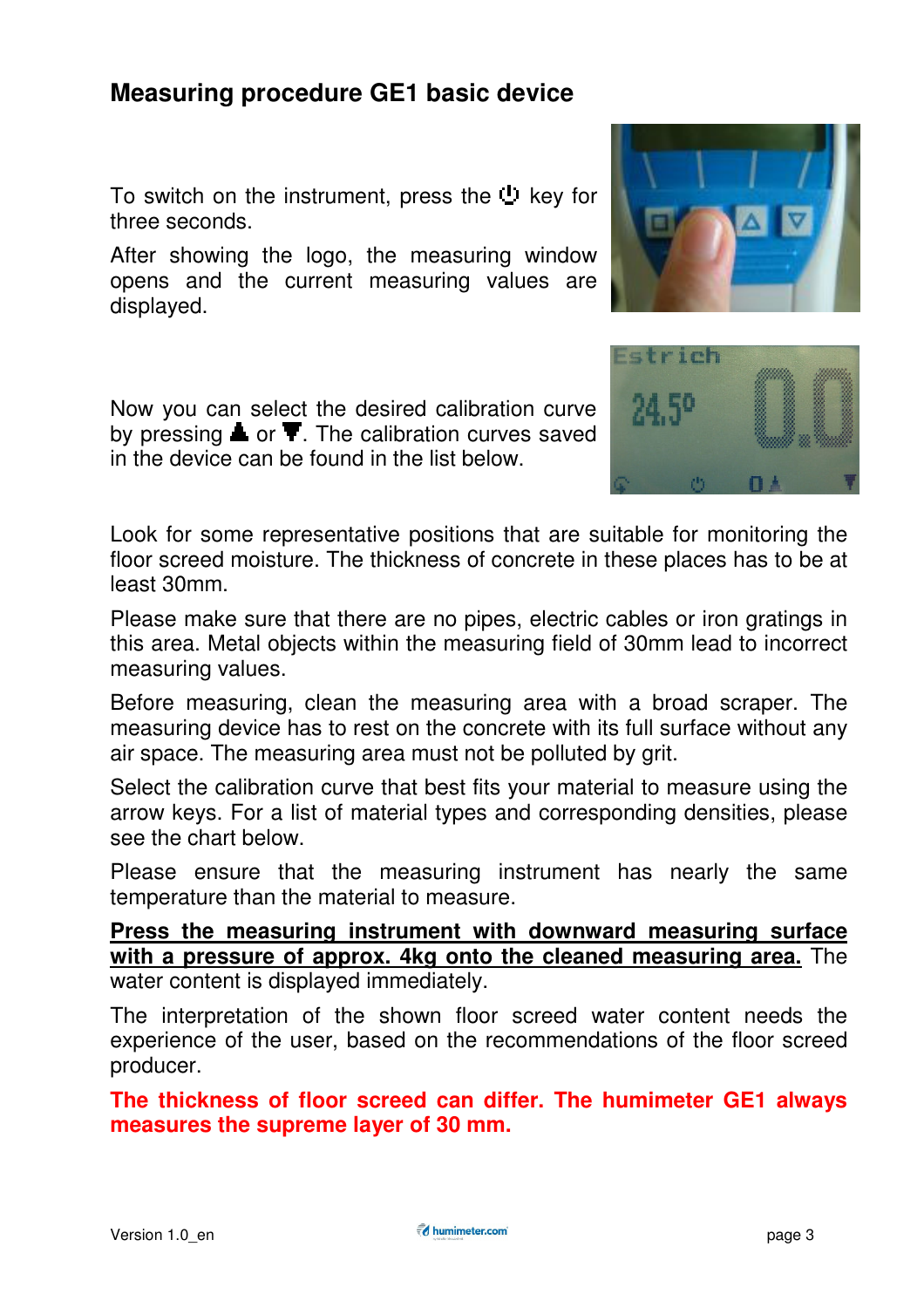## Measuring procedure GE1 basic device

To switch on the instrument, press the ⏻ key for three seconds.

After showing the logo, the measuring window opens and the current measuring values are displayed.

Now you can select the desired calibration curve by pressing ▲ or ▼. The calibration curves saved in the device can be found in the list below.

Look for some representative positions that are suitable for monitoring the floor screed moisture. The thickness of concrete in these places has to be at least 30mm.

Please make sure that there are no pipes, electric cables or iron gratings in this area. Metal objects within the measuring field of 30mm lead to incorrect measuring values.

Before measuring, clean the measuring area with a broad scraper. The measuring device has to rest on the concrete with its full surface without any air space. The measuring area must not be polluted by grit.

Select the calibration curve that best fits your material to measure using the arrow keys. For a list of material types and corresponding densities, please see the chart below.

Please ensure that the measuring instrument has nearly the same temperature than the material to measure.

**Press the measuring instrument with downward measuring surface with a pressure of approx. 4kg onto the cleaned measuring area.** The water content is displayed immediately.

The interpretation of the shown floor screed water content needs the experience of the user, based on the recommendations of the floor screed producer.

**The thickness of floor screed can differ. The humimeter GE1 always measures the supreme layer of 30 mm.**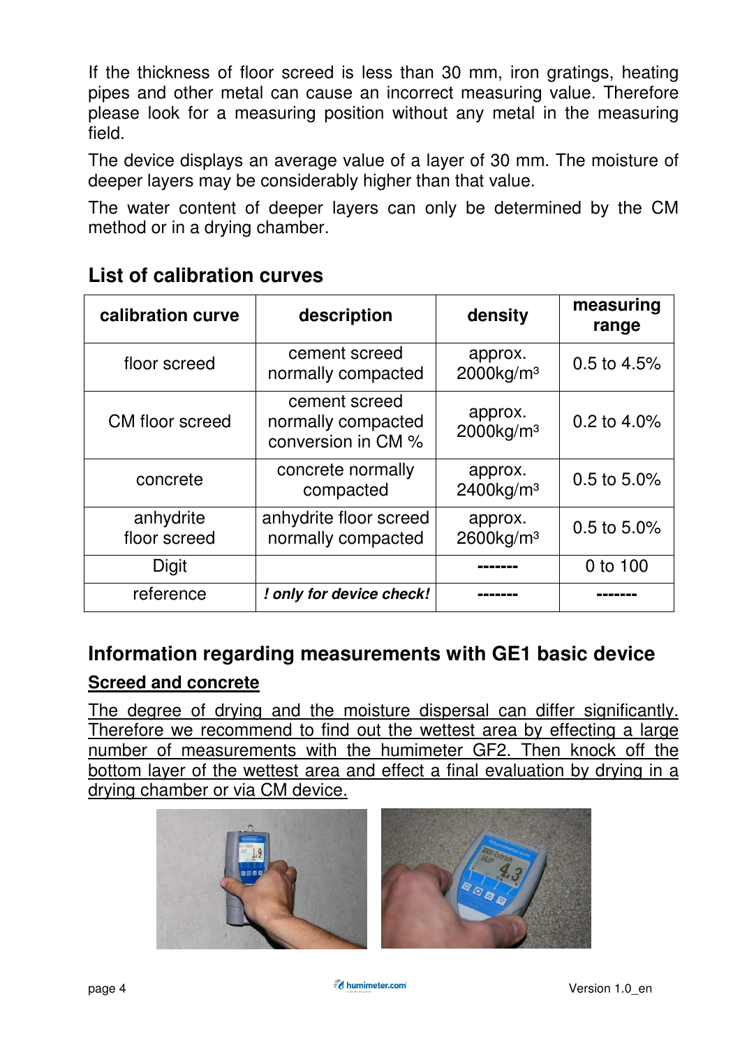If the thickness of floor screed is less than 30 mm, iron gratings, heating pipes and other metal can cause an incorrect measuring value. Therefore please look for a measuring position without any metal in the measuring field.

The device displays an average value of a layer of 30 mm. The moisture of deeper layers may be considerably higher than that value.

The water content of deeper layers can only be determined by the CM method or in a drying chamber.

## List of calibration curves

| calibration curve | description | density | measuring range |
|---|---|---|---|
| floor screed | cement screed normally compacted | approx. 2000kg/m³ | 0.5 to 4.5% |
| CM floor screed | cement screed normally compacted conversion in CM % | approx. 2000kg/m³ | 0.2 to 4.0% |
| concrete | concrete normally compacted | approx. 2400kg/m³ | 0.5 to 5.0% |
| anhydrite floor screed | anhydrite floor screed normally compacted | approx. 2600kg/m³ | 0.5 to 5.0% |
| Digit | | ------- | 0 to 100 |
| reference | ***! only for device check!*** | ------- | ------- |

## Information regarding measurements with GE1 basic device

### Screed and concrete

The degree of drying and the moisture dispersal can differ significantly. Therefore we recommend to find out the wettest area by effecting a large number of measurements with the humimeter GF2. Then knock off the bottom layer of the wettest area and effect a final evaluation by drying in a drying chamber or via CM device.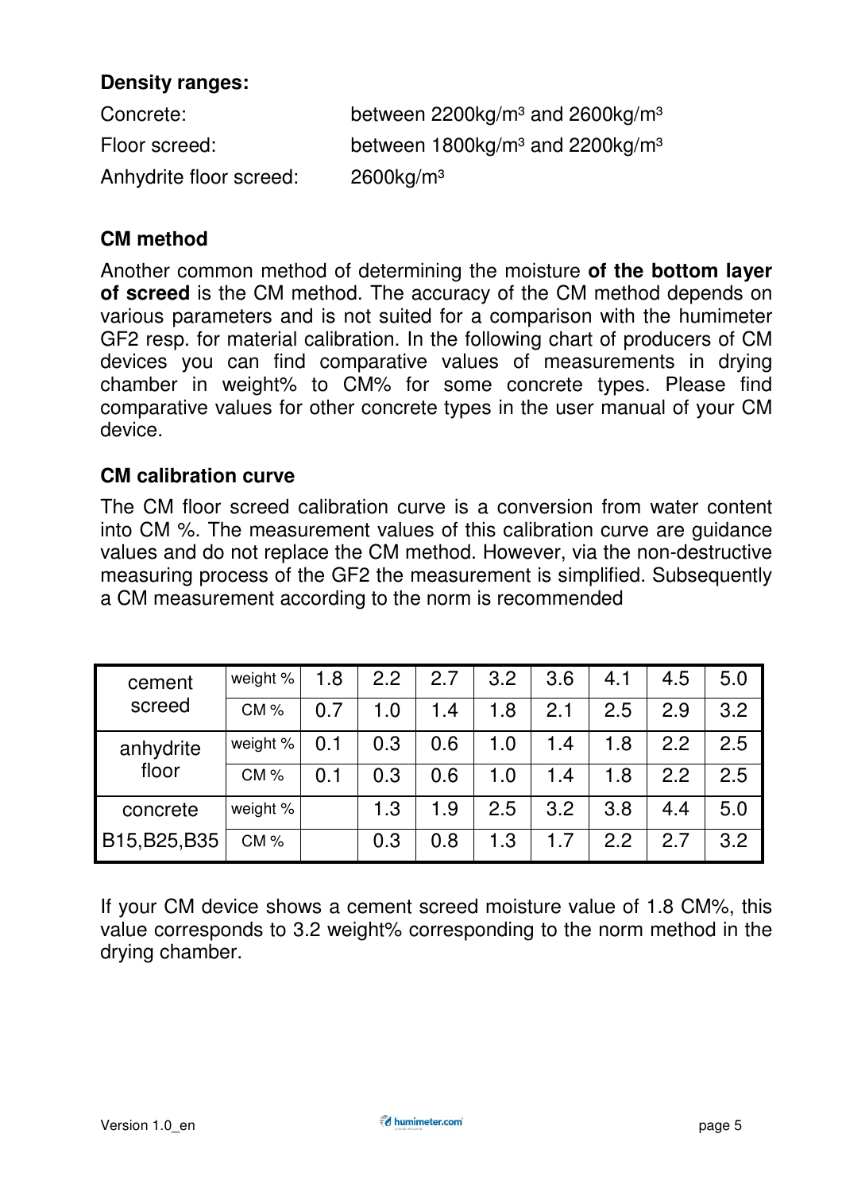**Density ranges:**

| | |
|---|---|
| Concrete: | between 2200kg/m³ and 2600kg/m³ |
| Floor screed: | between 1800kg/m³ and 2200kg/m³ |
| Anhydrite floor screed: | 2600kg/m³ |

## CM method

Another common method of determining the moisture **of the bottom layer of screed** is the CM method. The accuracy of the CM method depends on various parameters and is not suited for a comparison with the humimeter GF2 resp. for material calibration. In the following chart of producers of CM devices you can find comparative values of measurements in drying chamber in weight% to CM% for some concrete types. Please find comparative values for other concrete types in the user manual of your CM device.

## CM calibration curve

The CM floor screed calibration curve is a conversion from water content into CM %. The measurement values of this calibration curve are guidance values and do not replace the CM method. However, via the non-destructive measuring process of the GF2 the measurement is simplified. Subsequently a CM measurement according to the norm is recommended

| | | | | | | | | | |
|---|---|---|---|---|---|---|---|---|---|
| cement screed | weight % | 1.8 | 2.2 | 2.7 | 3.2 | 3.6 | 4.1 | 4.5 | 5.0 |
| | CM % | 0.7 | 1.0 | 1.4 | 1.8 | 2.1 | 2.5 | 2.9 | 3.2 |
| anhydrite floor | weight % | 0.1 | 0.3 | 0.6 | 1.0 | 1.4 | 1.8 | 2.2 | 2.5 |
| | CM % | 0.1 | 0.3 | 0.6 | 1.0 | 1.4 | 1.8 | 2.2 | 2.5 |
| concrete | weight % | | 1.3 | 1.9 | 2.5 | 3.2 | 3.8 | 4.4 | 5.0 |
| B15,B25,B35 | CM % | | 0.3 | 0.8 | 1.3 | 1.7 | 2.2 | 2.7 | 3.2 |

If your CM device shows a cement screed moisture value of 1.8 CM%, this value corresponds to 3.2 weight% corresponding to the norm method in the drying chamber.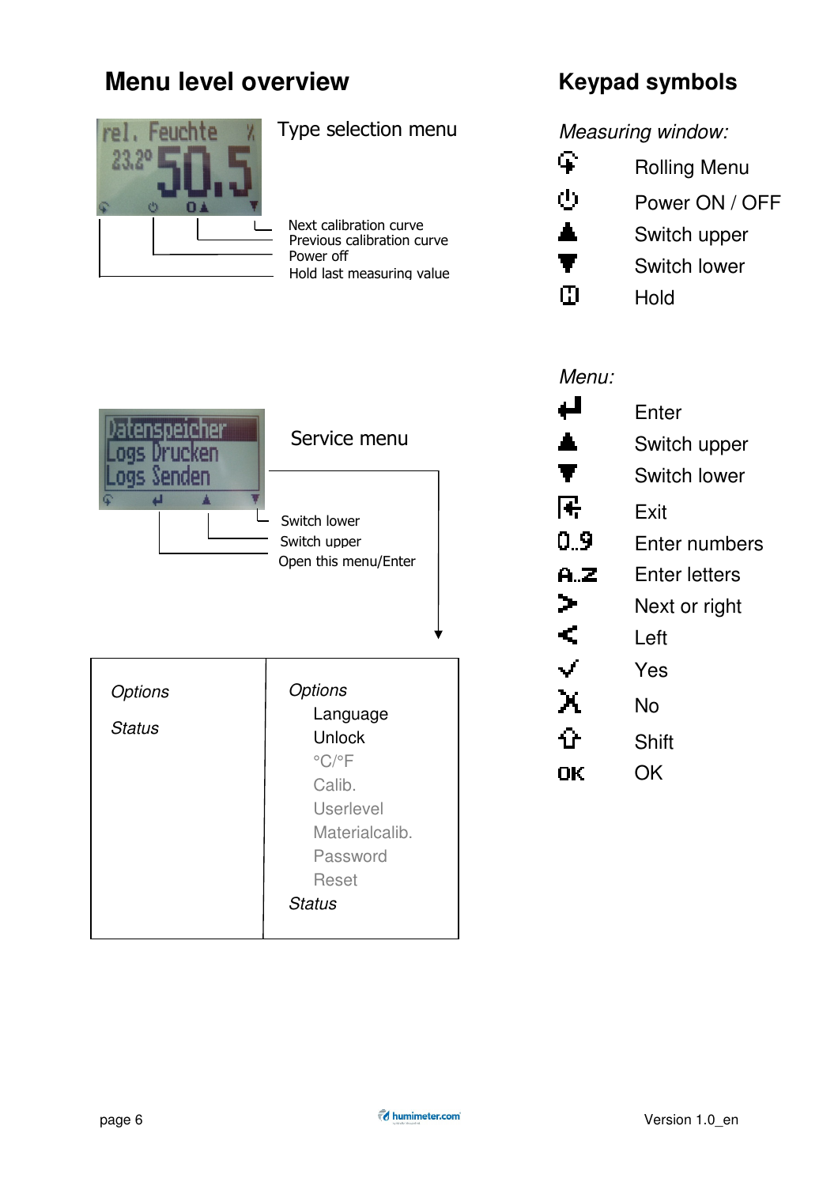# Menu level overview

Type selection menu

- Next calibration curve
- Previous calibration curve
- Power off
- Hold last measuring value

Service menu

- Switch lower
- Switch upper
- Open this menu/Enter

| *Options* | *Options* |
|---|---|
| *Status* | Language |
| | Unlock |
| | °C/°F |
| | Calib. |
| | Userlevel |
| | Materialcalib. |
| | Password |
| | Reset |
| | *Status* |

# Keypad symbols

*Measuring window:*

- Rolling Menu
- Power ON / OFF
- Switch upper
- Switch lower
- Hold

*Menu:*

- Enter
- Switch upper
- Switch lower
- Exit
- 0..9 Enter numbers
- A..Z Enter letters
- Next or right
- Left
- Yes
- No
- Shift
- OK OK

Version 1.0_en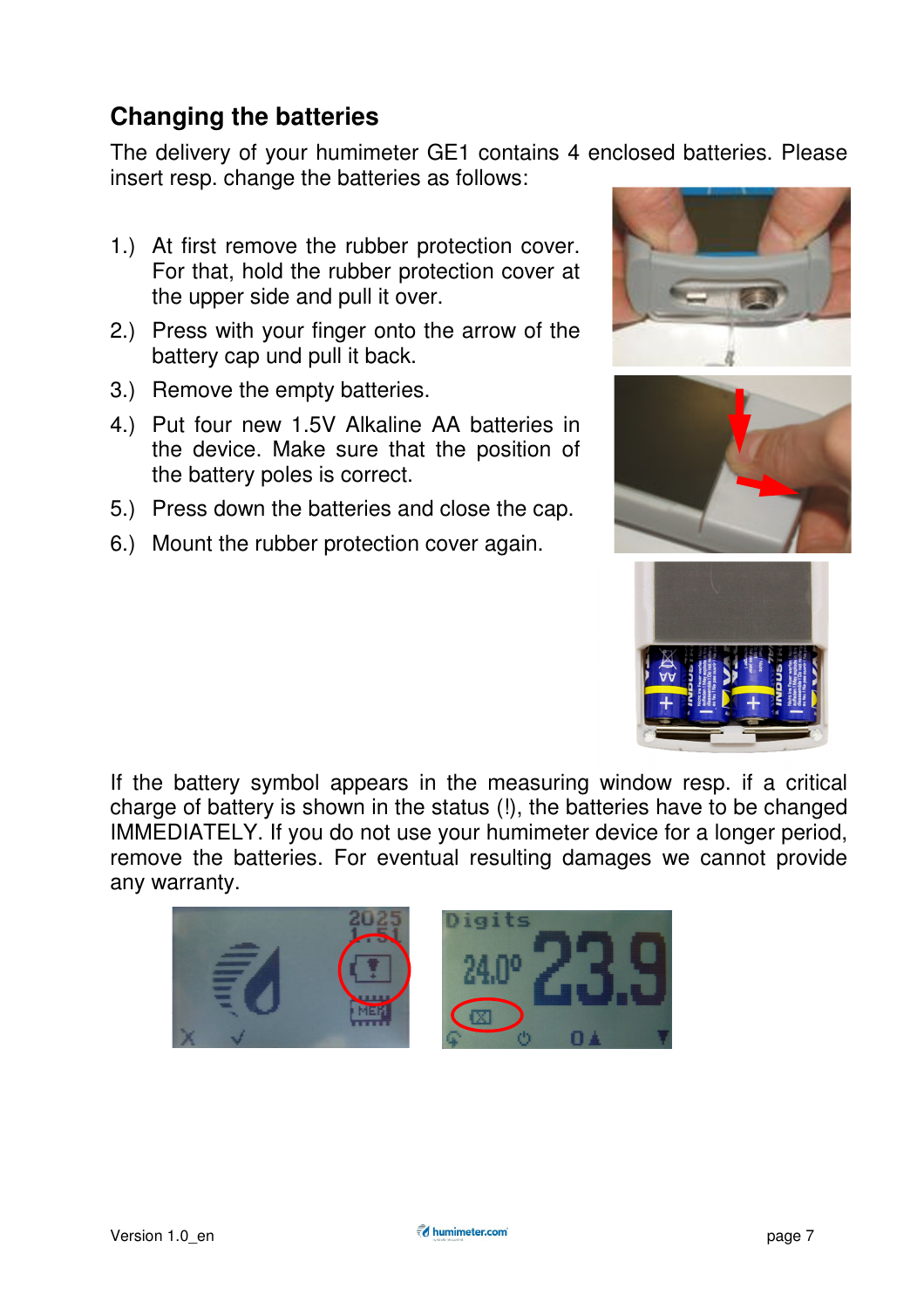## Changing the batteries

The delivery of your humimeter GE1 contains 4 enclosed batteries. Please insert resp. change the batteries as follows:

1.) At first remove the rubber protection cover. For that, hold the rubber protection cover at the upper side and pull it over.
2.) Press with your finger onto the arrow of the battery cap und pull it back.
3.) Remove the empty batteries.
4.) Put four new 1.5V Alkaline AA batteries in the device. Make sure that the position of the battery poles is correct.
5.) Press down the batteries and close the cap.
6.) Mount the rubber protection cover again.

If the battery symbol appears in the measuring window resp. if a critical charge of battery is shown in the status (!), the batteries have to be changed IMMEDIATELY. If you do not use your humimeter device for a longer period, remove the batteries. For eventual resulting damages we cannot provide any warranty.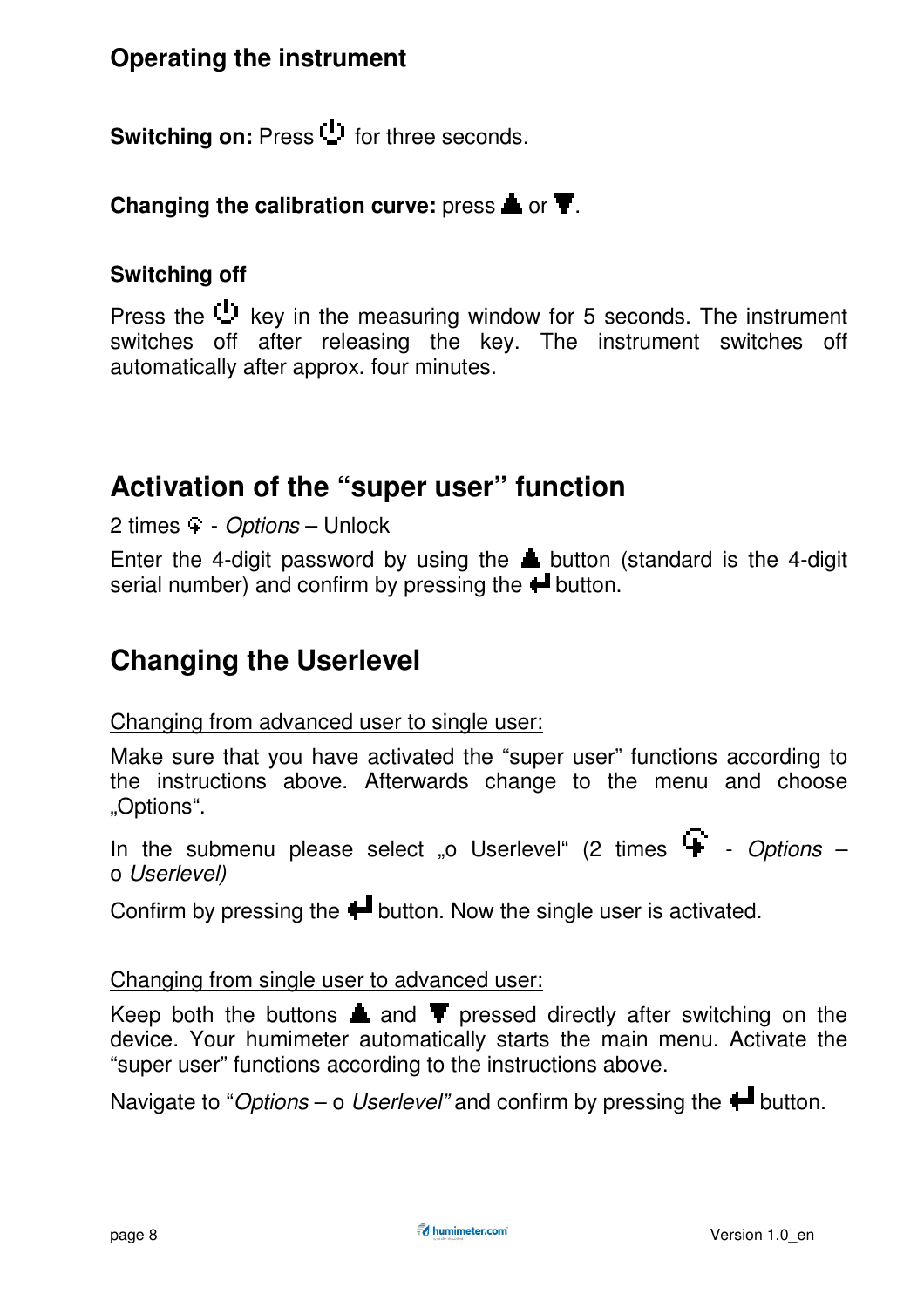## Operating the instrument

**Switching on:** Press ⏻ for three seconds.

**Changing the calibration curve:** press ▲ or ▼.

**Switching off**

Press the ⏻ key in the measuring window for 5 seconds. The instrument switches off after releasing the key. The instrument switches off automatically after approx. four minutes.

## Activation of the "super user" function

2 times ⚲ - *Options* – Unlock

Enter the 4-digit password by using the ▲ button (standard is the 4-digit serial number) and confirm by pressing the ↵ button.

## Changing the Userlevel

Changing from advanced user to single user:

Make sure that you have activated the "super user" functions according to the instructions above. Afterwards change to the menu and choose „Options".

In the submenu please select „o Userlevel" (2 times ⚲ - *Options* – o *Userlevel)*

Confirm by pressing the ↵ button. Now the single user is activated.

Changing from single user to advanced user:

Keep both the buttons ▲ and ▼ pressed directly after switching on the device. Your humimeter automatically starts the main menu. Activate the "super user" functions according to the instructions above.

Navigate to "*Options* – o *Userlevel"* and confirm by pressing the ↵ button.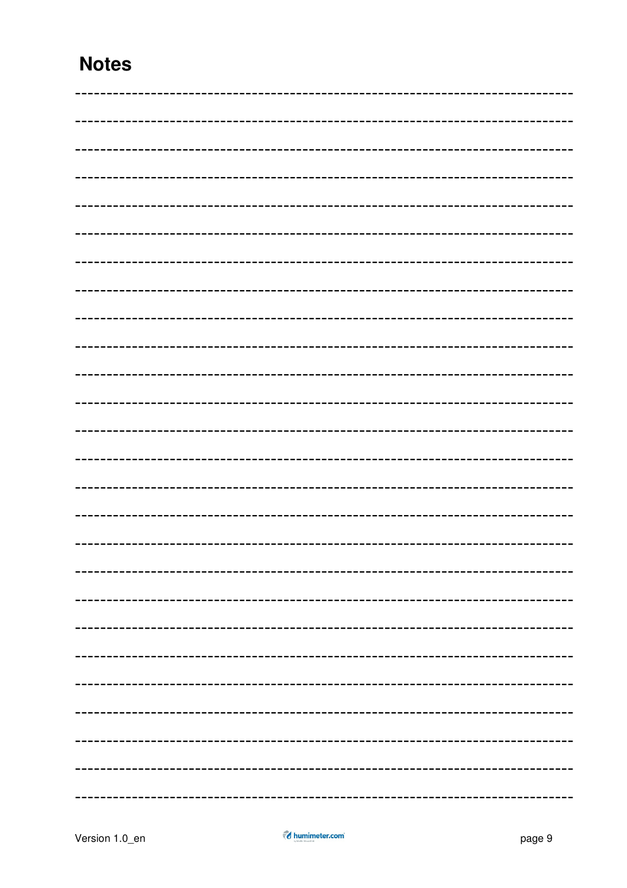# Notes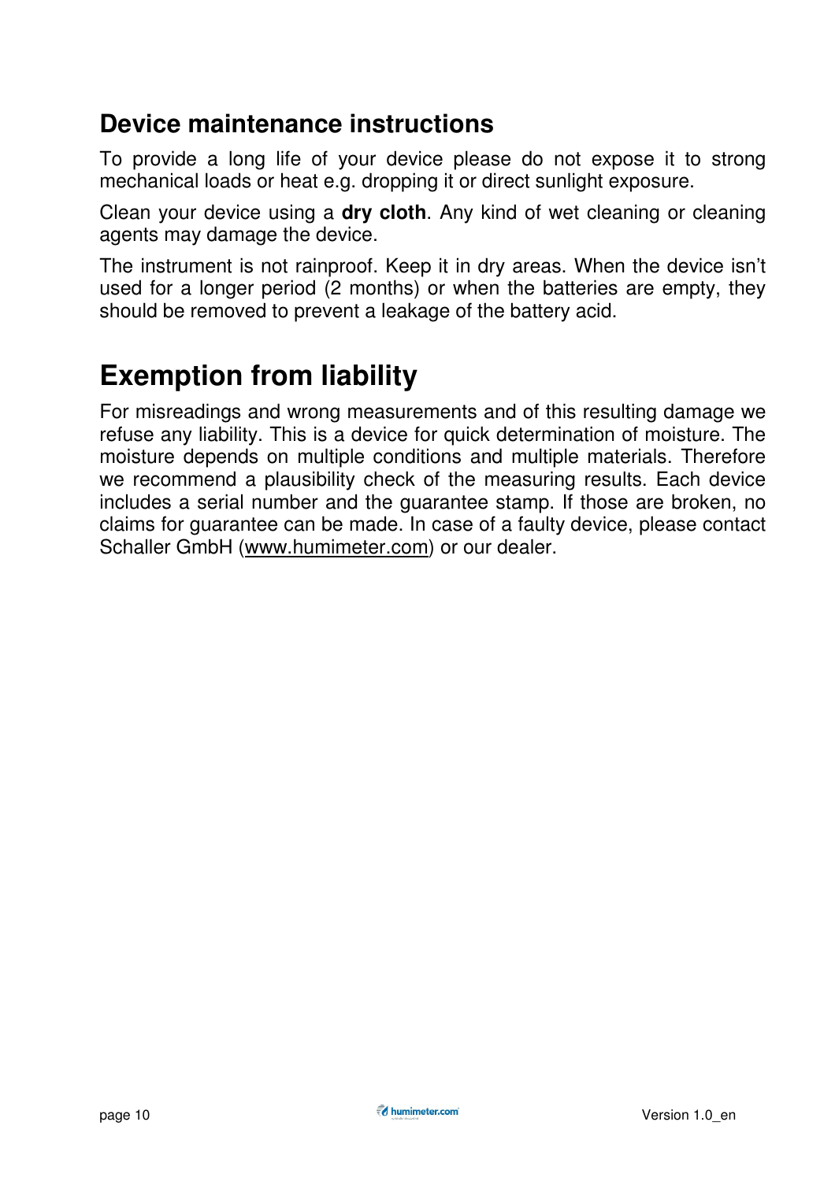## Device maintenance instructions

To provide a long life of your device please do not expose it to strong mechanical loads or heat e.g. dropping it or direct sunlight exposure.

Clean your device using a **dry cloth**. Any kind of wet cleaning or cleaning agents may damage the device.

The instrument is not rainproof. Keep it in dry areas. When the device isn't used for a longer period (2 months) or when the batteries are empty, they should be removed to prevent a leakage of the battery acid.

# Exemption from liability

For misreadings and wrong measurements and of this resulting damage we refuse any liability. This is a device for quick determination of moisture. The moisture depends on multiple conditions and multiple materials. Therefore we recommend a plausibility check of the measuring results. Each device includes a serial number and the guarantee stamp. If those are broken, no claims for guarantee can be made. In case of a faulty device, please contact Schaller GmbH (www.humimeter.com) or our dealer.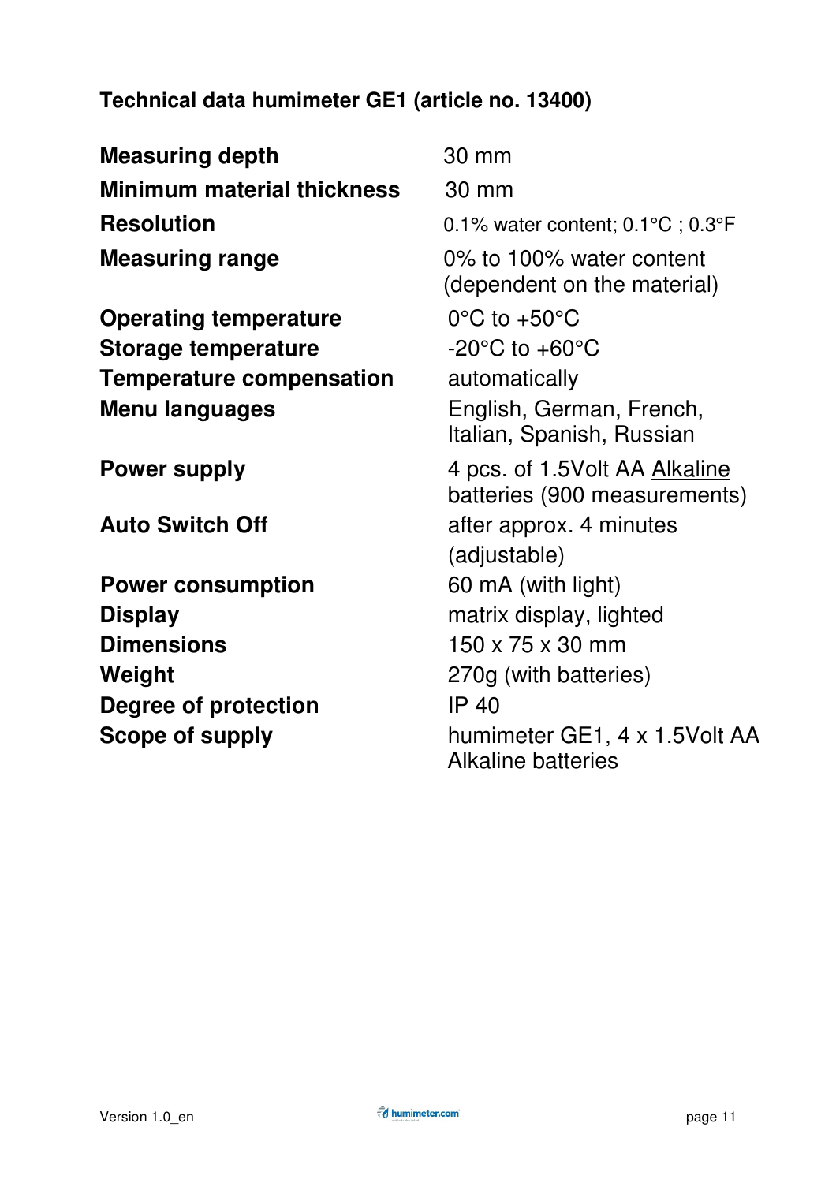**Technical data humimeter GE1 (article no. 13400)**

| | |
|---|---|
| **Measuring depth** | 30 mm |
| **Minimum material thickness** | 30 mm |
| **Resolution** | 0.1% water content; 0.1°C ; 0.3°F |
| **Measuring range** | 0% to 100% water content (dependent on the material) |
| **Operating temperature** | 0°C to +50°C |
| **Storage temperature** | -20°C to +60°C |
| **Temperature compensation** | automatically |
| **Menu languages** | English, German, French, Italian, Spanish, Russian |
| **Power supply** | 4 pcs. of 1.5Volt AA Alkaline batteries (900 measurements) |
| **Auto Switch Off** | after approx. 4 minutes (adjustable) |
| **Power consumption** | 60 mA (with light) |
| **Display** | matrix display, lighted |
| **Dimensions** | 150 x 75 x 30 mm |
| **Weight** | 270g (with batteries) |
| **Degree of protection** | IP 40 |
| **Scope of supply** | humimeter GE1, 4 x 1.5Volt AA Alkaline batteries |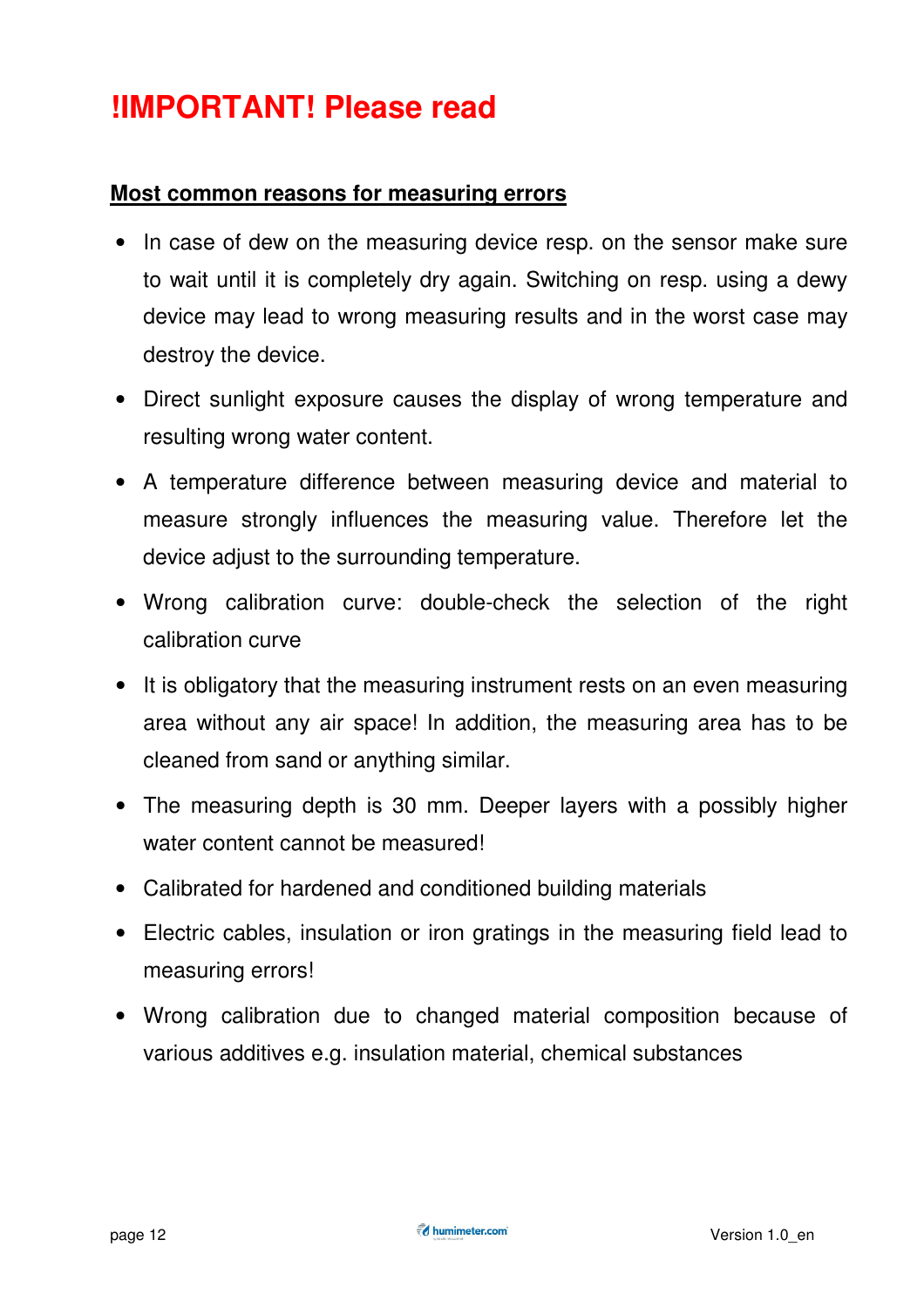# !IMPORTANT! Please read

## Most common reasons for measuring errors

- In case of dew on the measuring device resp. on the sensor make sure to wait until it is completely dry again. Switching on resp. using a dewy device may lead to wrong measuring results and in the worst case may destroy the device.
- Direct sunlight exposure causes the display of wrong temperature and resulting wrong water content.
- A temperature difference between measuring device and material to measure strongly influences the measuring value. Therefore let the device adjust to the surrounding temperature.
- Wrong calibration curve: double-check the selection of the right calibration curve
- It is obligatory that the measuring instrument rests on an even measuring area without any air space! In addition, the measuring area has to be cleaned from sand or anything similar.
- The measuring depth is 30 mm. Deeper layers with a possibly higher water content cannot be measured!
- Calibrated for hardened and conditioned building materials
- Electric cables, insulation or iron gratings in the measuring field lead to measuring errors!
- Wrong calibration due to changed material composition because of various additives e.g. insulation material, chemical substances